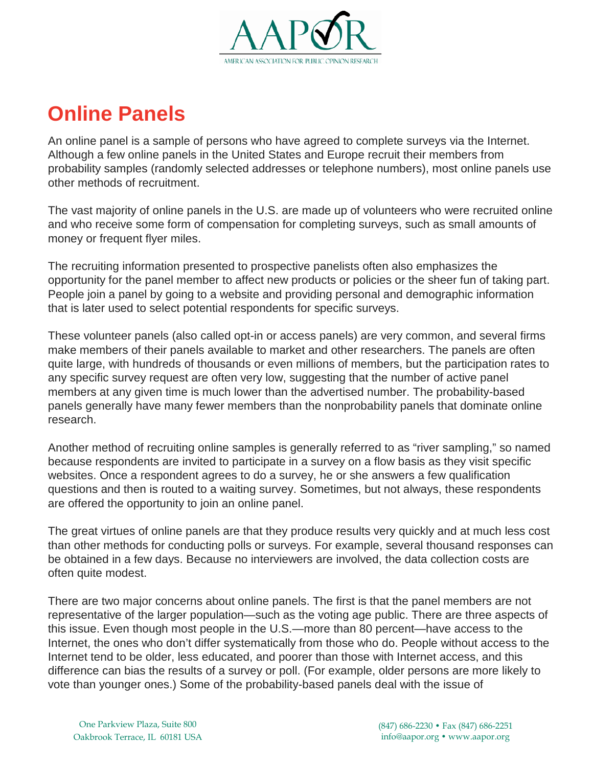# Online Panels

An online panel is a sample of persons who have agreed to complete surveys via the Internet. Although a few online panels in the United States and Europe recruit their members from probability samples (randomly selected addresses or telephone numbers), most online panels use other methods of recruitment.

The vast majority of online panels in the U.S. are made up of volunteers who were recruited online and who receive some form of compensation for completing surveys, such as small amounts of money or frequent flyer miles.

The recruiting information presented to prospective panelists often also emphasizes the opportunity for the panel member to affect new products or policies or the sheer fun of taking part. People join a panel by going to a website and providing personal and demographic information that is later used to select potential respondents for specific surveys.

These volunteer panels (also called opt-in or access panels) are very common, and several firms make members of their panels available to market and other researchers. The panels are often quite large, with hundreds of thousands or even millions of members, but the participation rates to any specific survey request are often very low, suggesting that the number of active panel members at any given time is much lower than the advertised number. The probability-based panels generally have many fewer members than the nonprobability panels that dominate online research.

Another method of recruiting online samples is generally referred to as "river sampling," so named because respondents are invited to participate in a survey on a flow basis as they visit specific websites. Once a respondent agrees to do a survey, he or she answers a few qualification questions and then is routed to a waiting survey. Sometimes, but not always, these respondents are offered the opportunity to join an online panel.

The great virtues of online panels are that they produce results very quickly and at much less cost than other methods for conducting polls or surveys. For example, several thousand responses can be obtained in a few days. Because no interviewers are involved, the data collection costs are often quite modest.

There are two major concerns about online panels. The first is that the panel members are not representative of the larger population—such as the voting age public. There are three aspects of this issue. Even though most people in the U.S.—more than 80 percent—have access to the Internet, the ones who don't differ systematically from those who do. People without access to the Internet tend to be older, less educated, and poorer than those with Internet access, and this difference can bias the results of a survey or poll. (For example, older persons are more likely to vote than younger ones.) Some of the probability-based panels deal with the issue of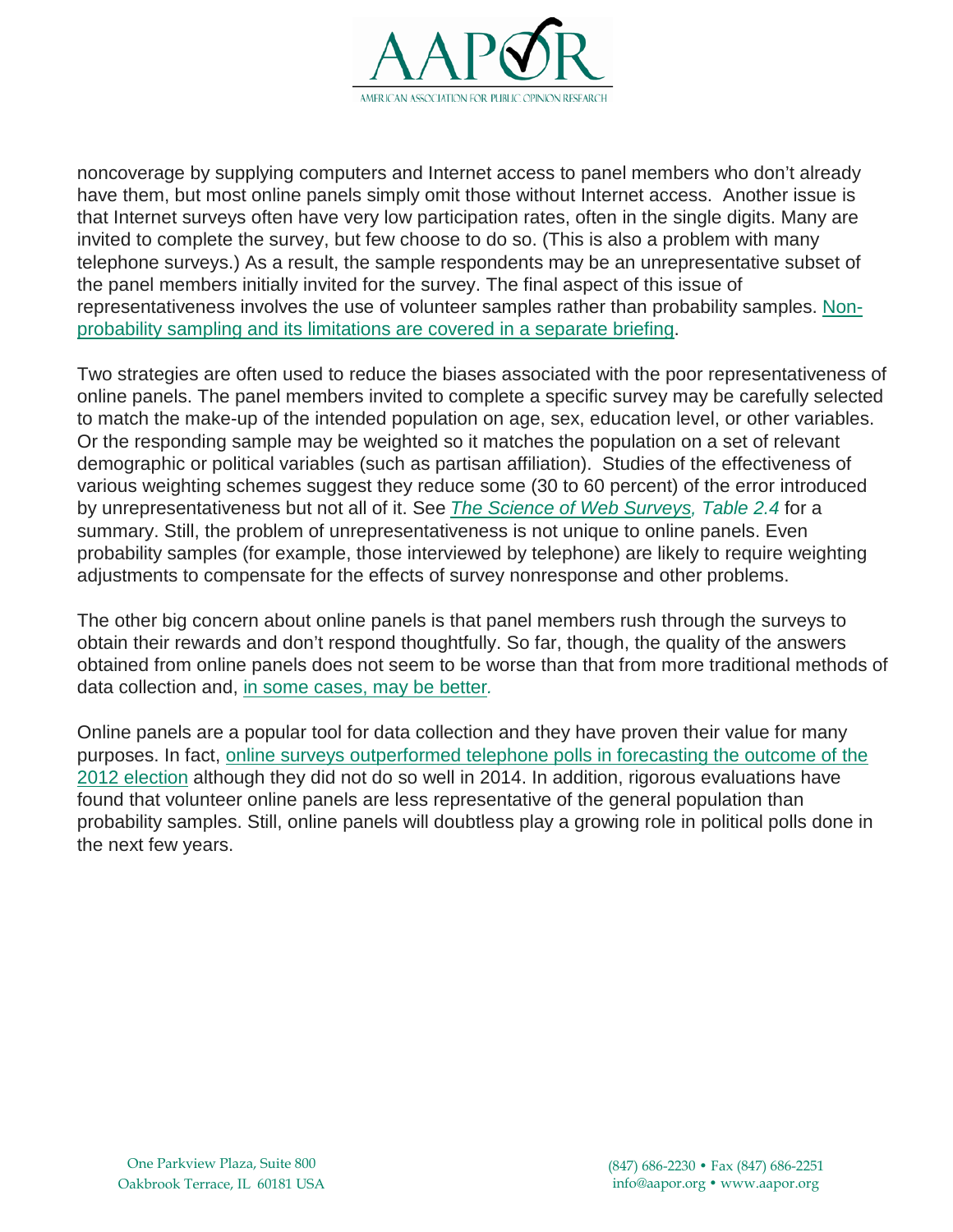noncoverage by supplying computers and Internet access to panel members who don't already have them, but most online panels simply omit those without Internet access. Another issue is that Internet surveys often have very low participation rates, often in the single digits. Many are invited to complete the survey, but few choose to do so. (This is also a problem with many telephone surveys.) As a result, the sample respondents may be an unrepresentative subset of the panel members initially invited for the survey. The final aspect of this issue of representativeness involves the use of volunteer samples rather than probability samples. Non-probability sampling and its limitations are covered in a separate briefing.

Two strategies are often used to reduce the biases associated with the poor representativeness of online panels. The panel members invited to complete a specific survey may be carefully selected to match the make-up of the intended population on age, sex, education level, or other variables. Or the responding sample may be weighted so it matches the population on a set of relevant demographic or political variables (such as partisan affiliation). Studies of the effectiveness of various weighting schemes suggest they reduce some (30 to 60 percent) of the error introduced by unrepresentativeness but not all of it. See *The Science of Web Surveys, Table 2.4* for a summary. Still, the problem of unrepresentativeness is not unique to online panels. Even probability samples (for example, those interviewed by telephone) are likely to require weighting adjustments to compensate for the effects of survey nonresponse and other problems.

The other big concern about online panels is that panel members rush through the surveys to obtain their rewards and don't respond thoughtfully. So far, though, the quality of the answers obtained from online panels does not seem to be worse than that from more traditional methods of data collection and, in some cases, may be better.

Online panels are a popular tool for data collection and they have proven their value for many purposes. In fact, online surveys outperformed telephone polls in forecasting the outcome of the 2012 election although they did not do so well in 2014. In addition, rigorous evaluations have found that volunteer online panels are less representative of the general population than probability samples. Still, online panels will doubtless play a growing role in political polls done in the next few years.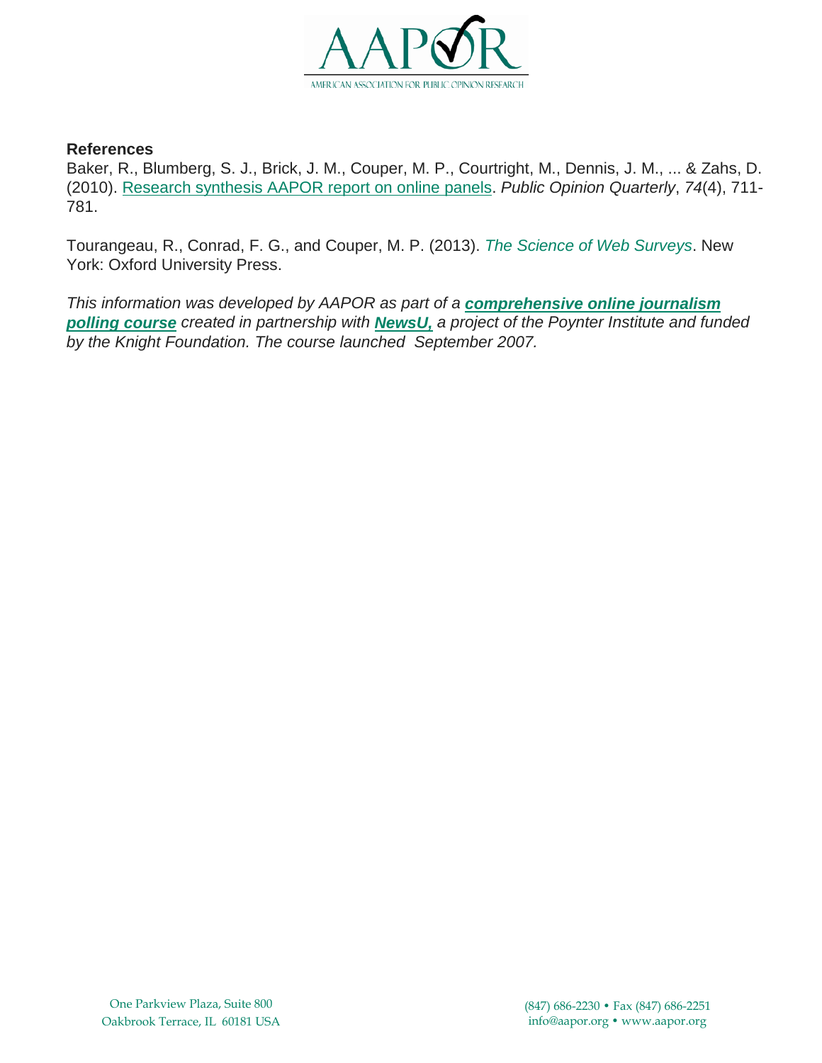**References**

Baker, R., Blumberg, S. J., Brick, J. M., Couper, M. P., Courtright, M., Dennis, J. M., ... & Zahs, D. (2010). Research synthesis AAPOR report on online panels. *Public Opinion Quarterly*, *74*(4), 711-781.

Tourangeau, R., Conrad, F. G., and Couper, M. P. (2013). *The Science of Web Surveys*. New York: Oxford University Press.

*This information was developed by AAPOR as part of a* ***comprehensive online journalism polling course*** *created in partnership with* ***NewsU,*** *a project of the Poynter Institute and funded by the Knight Foundation. The course launched September 2007.*